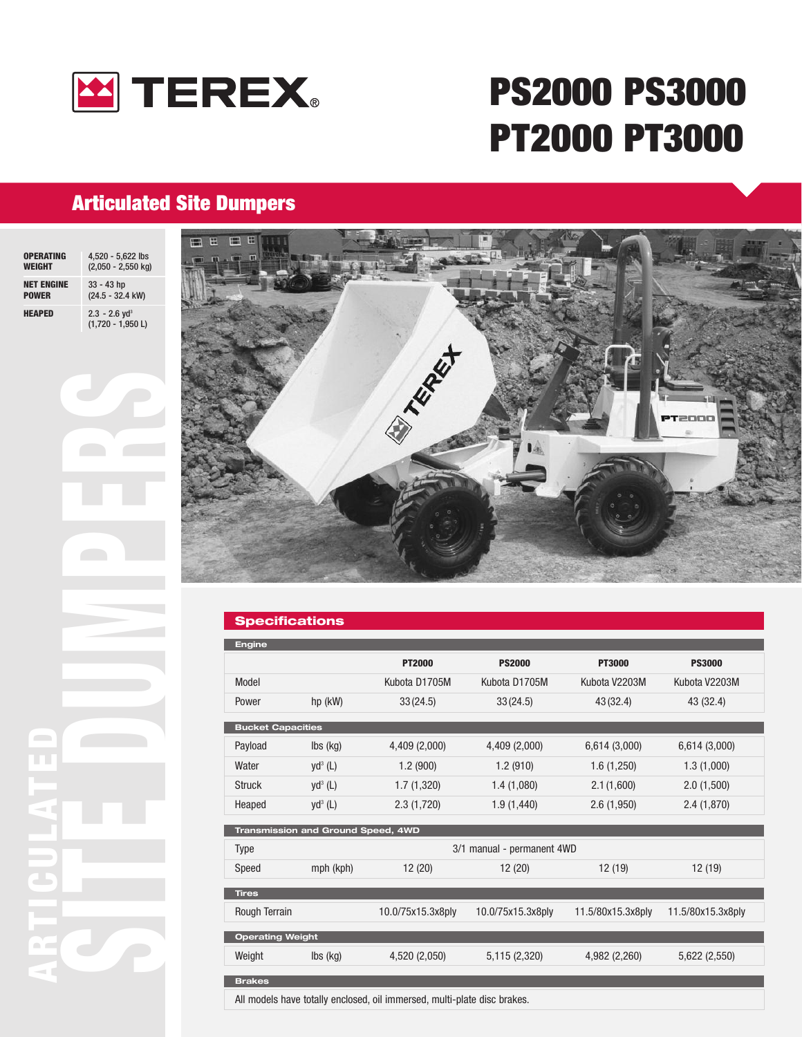# TEREX

# PS2000 PS3000 PT2000 PT3000

## Articulated Site Dumpers

| | |
|---|---|
| **OPERATING WEIGHT** | 4,520 - 5,622 lbs (2,050 - 2,550 kg) |
| **NET ENGINE POWER** | 33 - 43 hp (24.5 - 32.4 kW) |
| **HEAPED** | 2.3 - 2.6 yd³ (1,720 - 1,950 L) |

ARTICULATED SITE DUMPERS

## Specifications

| Engine | | PT2000 | PS2000 | PT3000 | PS3000 |
|---|---|---|---|---|---|
| Model | | Kubota D1705M | Kubota D1705M | Kubota V2203M | Kubota V2203M |
| Power | hp (kW) | 33 (24.5) | 33 (24.5) | 43 (32.4) | 43 (32.4) |
| **Bucket Capacities** | | | | | |
| Payload | lbs (kg) | 4,409 (2,000) | 4,409 (2,000) | 6,614 (3,000) | 6,614 (3,000) |
| Water | yd³ (L) | 1.2 (900) | 1.2 (910) | 1.6 (1,250) | 1.3 (1,000) |
| Struck | yd³ (L) | 1.7 (1,320) | 1.4 (1,080) | 2.1 (1,600) | 2.0 (1,500) |
| Heaped | yd³ (L) | 2.3 (1,720) | 1.9 (1,440) | 2.6 (1,950) | 2.4 (1,870) |
| **Transmission and Ground Speed, 4WD** | | | | | |
| Type | | 3/1 manual - permanent 4WD | | | |
| Speed | mph (kph) | 12 (20) | 12 (20) | 12 (19) | 12 (19) |
| **Tires** | | | | | |
| Rough Terrain | | 10.0/75x15.3x8ply | 10.0/75x15.3x8ply | 11.5/80x15.3x8ply | 11.5/80x15.3x8ply |
| **Operating Weight** | | | | | |
| Weight | lbs (kg) | 4,520 (2,050) | 5,115 (2,320) | 4,982 (2,260) | 5,622 (2,550) |

**Brakes**

All models have totally enclosed, oil immersed, multi-plate disc brakes.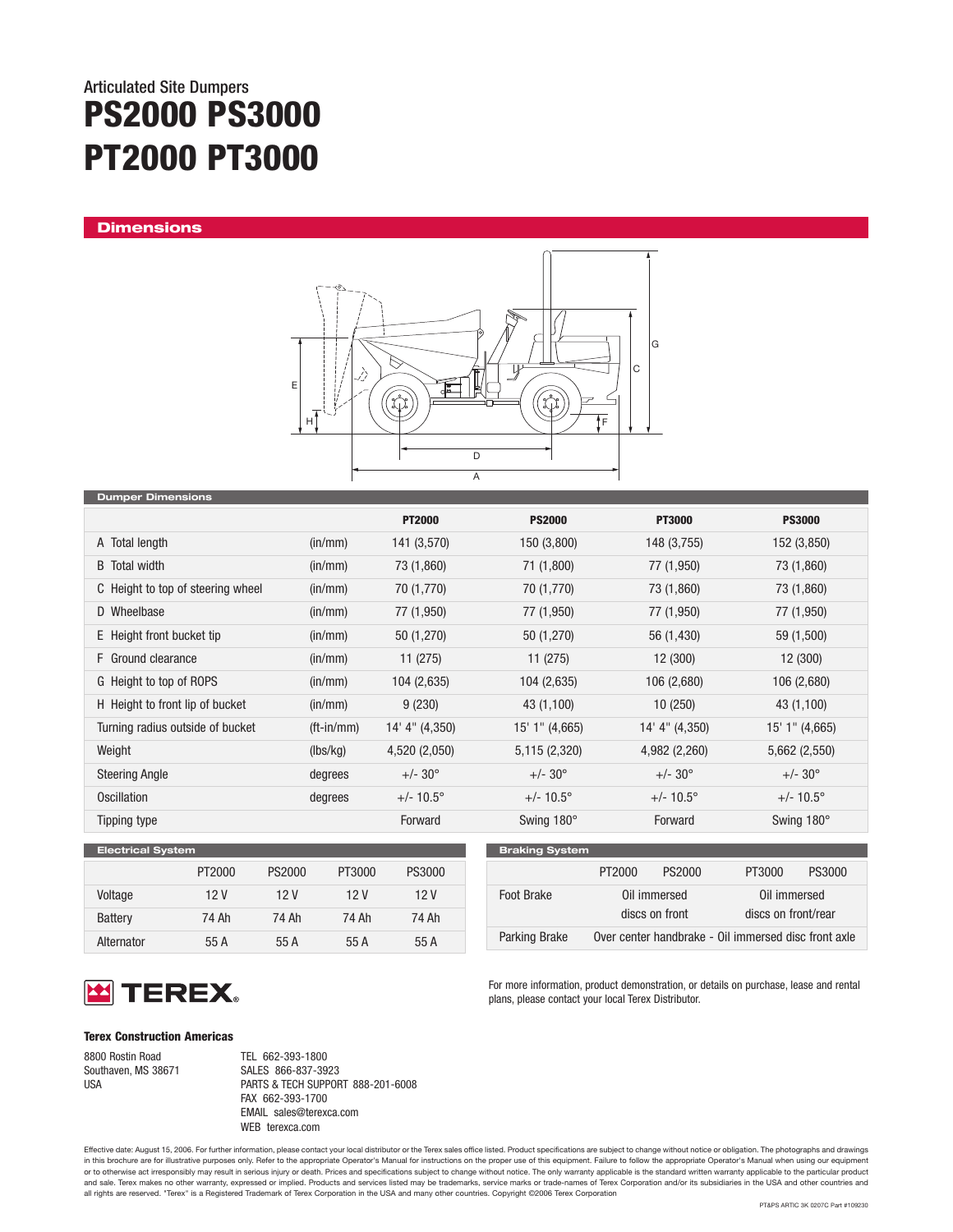Articulated Site Dumpers

# PS2000 PS3000
# PT2000 PT3000

## Dimensions

G
C
E
H
F
D
A

### Dumper Dimensions

| | | PT2000 | PS2000 | PT3000 | PS3000 |
|---|---|---|---|---|---|
| A Total length | (in/mm) | 141 (3,570) | 150 (3,800) | 148 (3,755) | 152 (3,850) |
| B Total width | (in/mm) | 73 (1,860) | 71 (1,800) | 77 (1,950) | 73 (1,860) |
| C Height to top of steering wheel | (in/mm) | 70 (1,770) | 70 (1,770) | 73 (1,860) | 73 (1,860) |
| D Wheelbase | (in/mm) | 77 (1,950) | 77 (1,950) | 77 (1,950) | 77 (1,950) |
| E Height front bucket tip | (in/mm) | 50 (1,270) | 50 (1,270) | 56 (1,430) | 59 (1,500) |
| F Ground clearance | (in/mm) | 11 (275) | 11 (275) | 12 (300) | 12 (300) |
| G Height to top of ROPS | (in/mm) | 104 (2,635) | 104 (2,635) | 106 (2,680) | 106 (2,680) |
| H Height to front lip of bucket | (in/mm) | 9 (230) | 43 (1,100) | 10 (250) | 43 (1,100) |
| Turning radius outside of bucket | (ft-in/mm) | 14' 4" (4,350) | 15' 1" (4,665) | 14' 4" (4,350) | 15' 1" (4,665) |
| Weight | (lbs/kg) | 4,520 (2,050) | 5,115 (2,320) | 4,982 (2,260) | 5,662 (2,550) |
| Steering Angle | degrees | +/- 30° | +/- 30° | +/- 30° | +/- 30° |
| Oscillation | degrees | +/- 10.5° | +/- 10.5° | +/- 10.5° | +/- 10.5° |
| Tipping type | | Forward | Swing 180° | Forward | Swing 180° |

### Electrical System

| | PT2000 | PS2000 | PT3000 | PS3000 |
|---|---|---|---|---|
| Voltage | 12 V | 12 V | 12 V | 12 V |
| Battery | 74 Ah | 74 Ah | 74 Ah | 74 Ah |
| Alternator | 55 A | 55 A | 55 A | 55 A |

### Braking System

| | PT2000 | PS2000 | PT3000 | PS3000 |
|---|---|---|---|---|
| Foot Brake | Oil immersed discs on front | | Oil immersed discs on front/rear | |
| Parking Brake | Over center handbrake - Oil immersed disc front axle | | | |

TEREX®

For more information, product demonstration, or details on purchase, lease and rental plans, please contact your local Terex Distributor.

**Terex Construction Americas**

8800 Rostin Road
Southaven, MS 38671
USA

TEL 662-393-1800
SALES 866-837-3923
PARTS & TECH SUPPORT 888-201-6008
FAX 662-393-1700
EMAIL sales@terexca.com
WEB terexca.com

Effective date: August 15, 2006. For further information, please contact your local distributor or the Terex sales office listed. Product specifications are subject to change without notice or obligation. The photographs and drawings in this brochure are for illustrative purposes only. Refer to the appropriate Operator's Manual for instructions on the proper use of this equipment. Failure to follow the appropriate Operator's Manual when using our equipment or to otherwise act irresponsibly may result in serious injury or death. Prices and specifications subject to change without notice. The only warranty applicable is the standard written warranty applicable to the particular product and sale. Terex makes no other warranty, expressed or implied. Products and services listed may be trademarks, service marks or trade-names of Terex Corporation and/or its subsidiaries in the USA and other countries and all rights are reserved. "Terex" is a Registered Trademark of Terex Corporation in the USA and many other countries. Copyright ©2006 Terex Corporation

PT&PS ARTIC 3K 0207C Part #109230